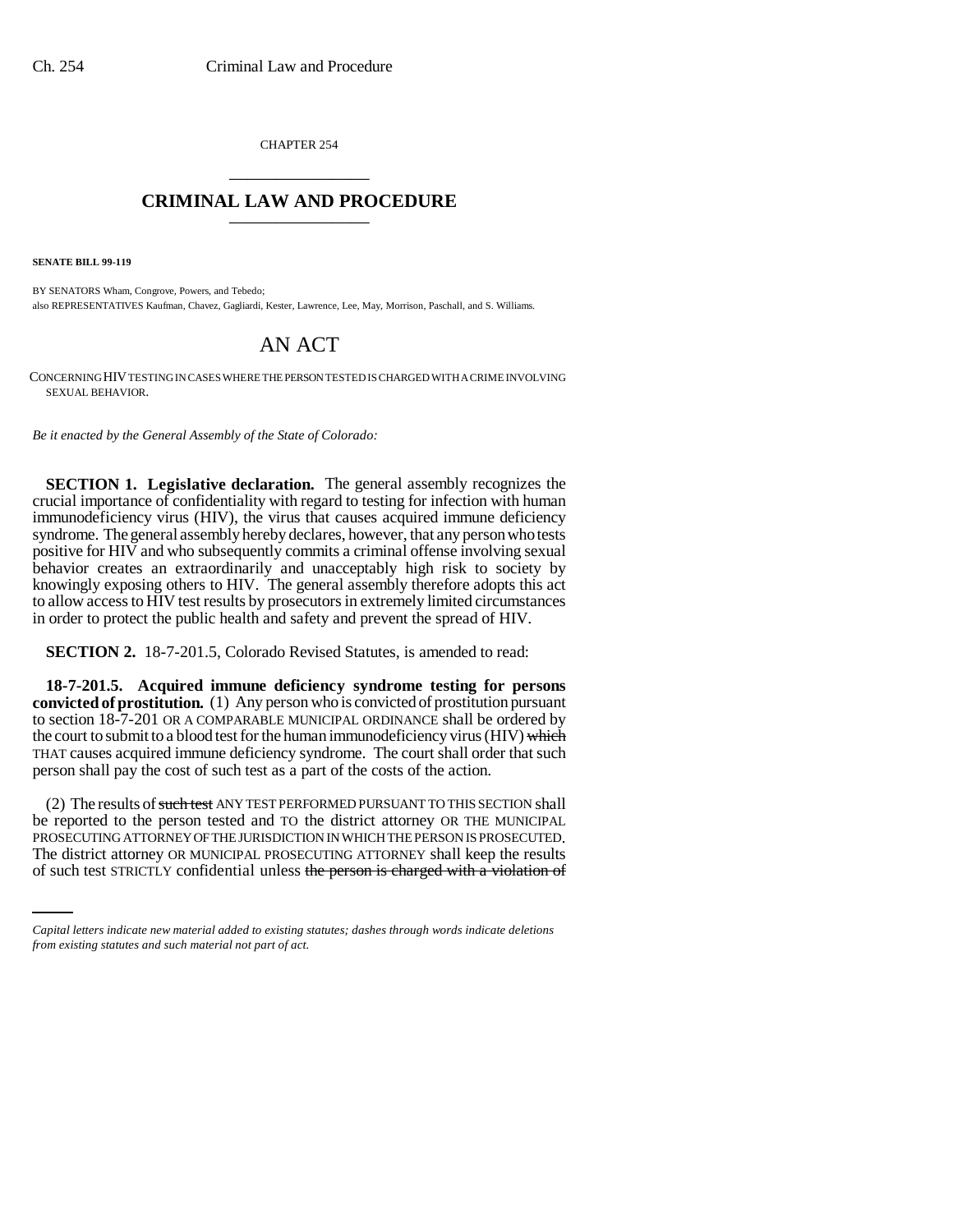CHAPTER 254

# CRIMINAL LAW AND PROCEDURE

**SENATE BILL 99-119**

BY SENATORS Wham, Congrove, Powers, and Tebedo;
also REPRESENTATIVES Kaufman, Chavez, Gagliardi, Kester, Lawrence, Lee, May, Morrison, Paschall, and S. Williams.

# AN ACT

CONCERNING HIV TESTING IN CASES WHERE THE PERSON TESTED IS CHARGED WITH A CRIME INVOLVING SEXUAL BEHAVIOR.

*Be it enacted by the General Assembly of the State of Colorado:*

**SECTION 1. Legislative declaration.** The general assembly recognizes the crucial importance of confidentiality with regard to testing for infection with human immunodeficiency virus (HIV), the virus that causes acquired immune deficiency syndrome. The general assembly hereby declares, however, that any person who tests positive for HIV and who subsequently commits a criminal offense involving sexual behavior creates an extraordinarily and unacceptably high risk to society by knowingly exposing others to HIV. The general assembly therefore adopts this act to allow access to HIV test results by prosecutors in extremely limited circumstances in order to protect the public health and safety and prevent the spread of HIV.

**SECTION 2.** 18-7-201.5, Colorado Revised Statutes, is amended to read:

**18-7-201.5. Acquired immune deficiency syndrome testing for persons convicted of prostitution.** (1) Any person who is convicted of prostitution pursuant to section 18-7-201 OR A COMPARABLE MUNICIPAL ORDINANCE shall be ordered by the court to submit to a blood test for the human immunodeficiency virus (HIV) ~~which~~ THAT causes acquired immune deficiency syndrome. The court shall order that such person shall pay the cost of such test as a part of the costs of the action.

(2) The results of ~~such test~~ ANY TEST PERFORMED PURSUANT TO THIS SECTION shall be reported to the person tested and TO the district attorney OR THE MUNICIPAL PROSECUTING ATTORNEY OF THE JURISDICTION IN WHICH THE PERSON IS PROSECUTED. The district attorney OR MUNICIPAL PROSECUTING ATTORNEY shall keep the results of such test STRICTLY confidential unless ~~the person is charged with a violation of~~

*Capital letters indicate new material added to existing statutes; dashes through words indicate deletions from existing statutes and such material not part of act.*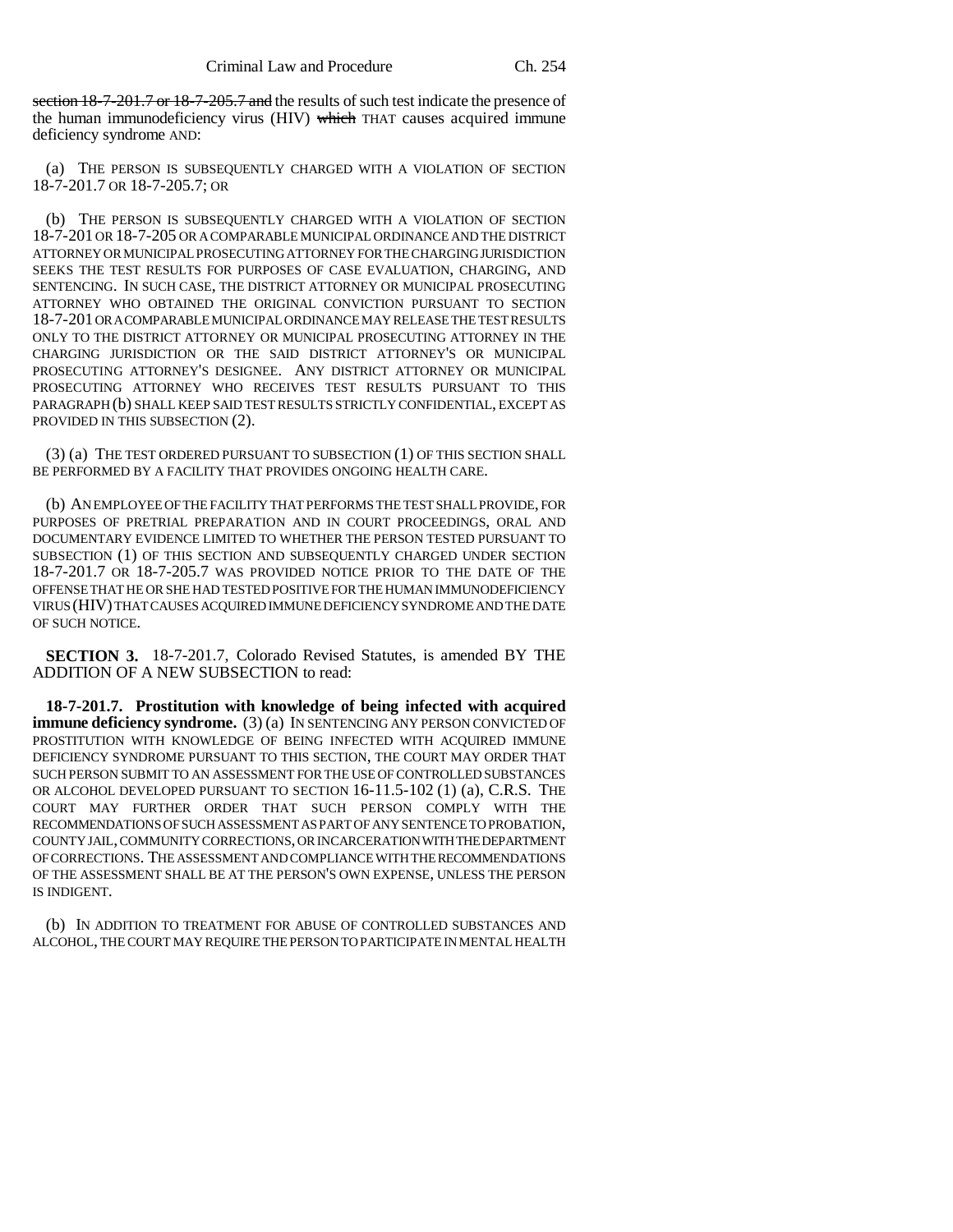section 18-7-201.7 or 18-7-205.7 and the results of such test indicate the presence of the human immunodeficiency virus (HIV) which THAT causes acquired immune deficiency syndrome AND:

(a) THE PERSON IS SUBSEQUENTLY CHARGED WITH A VIOLATION OF SECTION 18-7-201.7 OR 18-7-205.7; OR

(b) THE PERSON IS SUBSEQUENTLY CHARGED WITH A VIOLATION OF SECTION 18-7-201 OR 18-7-205 OR A COMPARABLE MUNICIPAL ORDINANCE AND THE DISTRICT ATTORNEY OR MUNICIPAL PROSECUTING ATTORNEY FOR THE CHARGING JURISDICTION SEEKS THE TEST RESULTS FOR PURPOSES OF CASE EVALUATION, CHARGING, AND SENTENCING. IN SUCH CASE, THE DISTRICT ATTORNEY OR MUNICIPAL PROSECUTING ATTORNEY WHO OBTAINED THE ORIGINAL CONVICTION PURSUANT TO SECTION 18-7-201 OR A COMPARABLE MUNICIPAL ORDINANCE MAY RELEASE THE TEST RESULTS ONLY TO THE DISTRICT ATTORNEY OR MUNICIPAL PROSECUTING ATTORNEY IN THE CHARGING JURISDICTION OR THE SAID DISTRICT ATTORNEY'S OR MUNICIPAL PROSECUTING ATTORNEY'S DESIGNEE. ANY DISTRICT ATTORNEY OR MUNICIPAL PROSECUTING ATTORNEY WHO RECEIVES TEST RESULTS PURSUANT TO THIS PARAGRAPH (b) SHALL KEEP SAID TEST RESULTS STRICTLY CONFIDENTIAL, EXCEPT AS PROVIDED IN THIS SUBSECTION (2).

(3) (a) THE TEST ORDERED PURSUANT TO SUBSECTION (1) OF THIS SECTION SHALL BE PERFORMED BY A FACILITY THAT PROVIDES ONGOING HEALTH CARE.

(b) AN EMPLOYEE OF THE FACILITY THAT PERFORMS THE TEST SHALL PROVIDE, FOR PURPOSES OF PRETRIAL PREPARATION AND IN COURT PROCEEDINGS, ORAL AND DOCUMENTARY EVIDENCE LIMITED TO WHETHER THE PERSON TESTED PURSUANT TO SUBSECTION (1) OF THIS SECTION AND SUBSEQUENTLY CHARGED UNDER SECTION 18-7-201.7 OR 18-7-205.7 WAS PROVIDED NOTICE PRIOR TO THE DATE OF THE OFFENSE THAT HE OR SHE HAD TESTED POSITIVE FOR THE HUMAN IMMUNODEFICIENCY VIRUS (HIV) THAT CAUSES ACQUIRED IMMUNE DEFICIENCY SYNDROME AND THE DATE OF SUCH NOTICE.

**SECTION 3.** 18-7-201.7, Colorado Revised Statutes, is amended BY THE ADDITION OF A NEW SUBSECTION to read:

**18-7-201.7. Prostitution with knowledge of being infected with acquired immune deficiency syndrome.** (3) (a) IN SENTENCING ANY PERSON CONVICTED OF PROSTITUTION WITH KNOWLEDGE OF BEING INFECTED WITH ACQUIRED IMMUNE DEFICIENCY SYNDROME PURSUANT TO THIS SECTION, THE COURT MAY ORDER THAT SUCH PERSON SUBMIT TO AN ASSESSMENT FOR THE USE OF CONTROLLED SUBSTANCES OR ALCOHOL DEVELOPED PURSUANT TO SECTION 16-11.5-102 (1) (a), C.R.S. THE COURT MAY FURTHER ORDER THAT SUCH PERSON COMPLY WITH THE RECOMMENDATIONS OF SUCH ASSESSMENT AS PART OF ANY SENTENCE TO PROBATION, COUNTY JAIL, COMMUNITY CORRECTIONS, OR INCARCERATION WITH THE DEPARTMENT OF CORRECTIONS. THE ASSESSMENT AND COMPLIANCE WITH THE RECOMMENDATIONS OF THE ASSESSMENT SHALL BE AT THE PERSON'S OWN EXPENSE, UNLESS THE PERSON IS INDIGENT.

(b) IN ADDITION TO TREATMENT FOR ABUSE OF CONTROLLED SUBSTANCES AND ALCOHOL, THE COURT MAY REQUIRE THE PERSON TO PARTICIPATE IN MENTAL HEALTH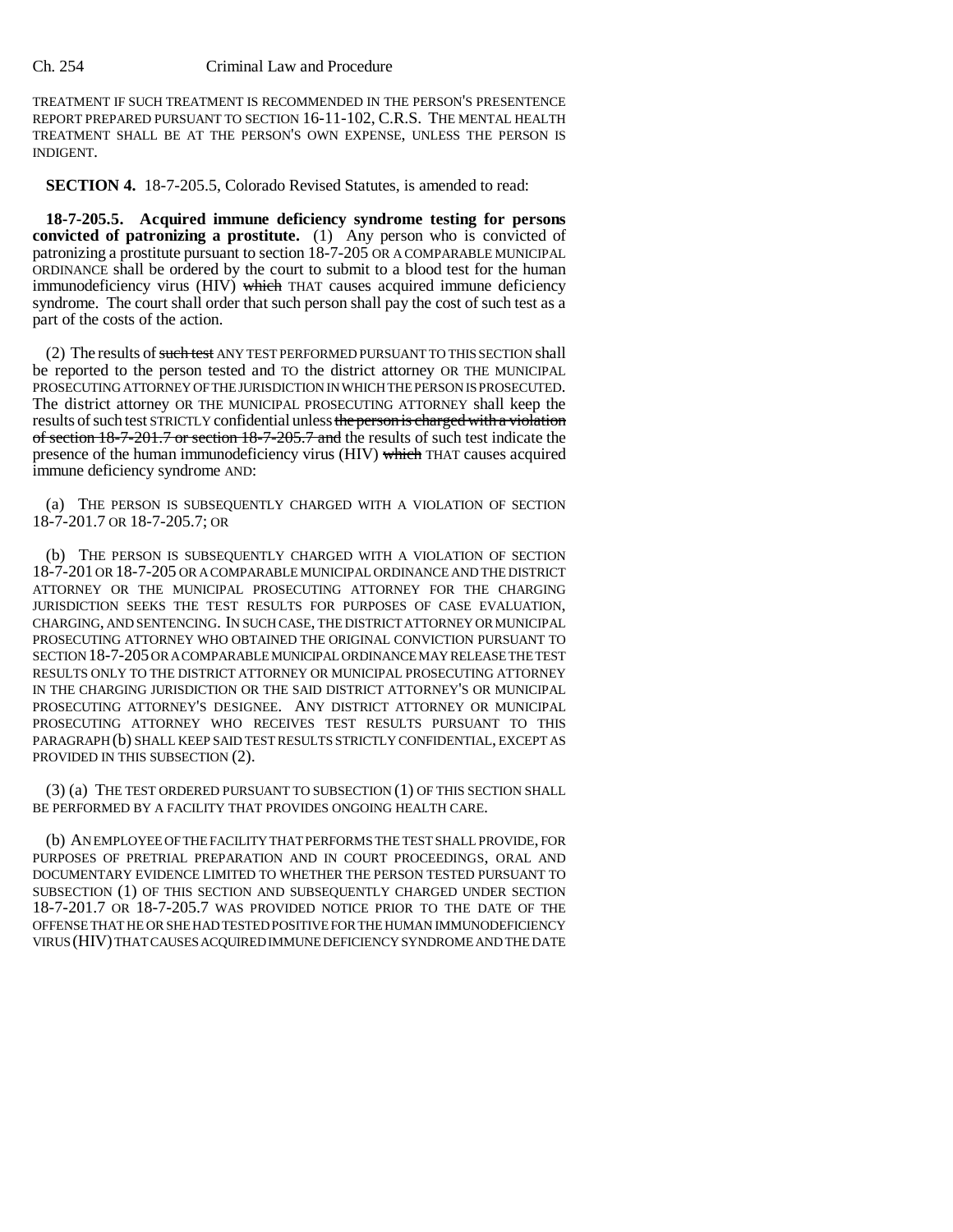TREATMENT IF SUCH TREATMENT IS RECOMMENDED IN THE PERSON'S PRESENTENCE REPORT PREPARED PURSUANT TO SECTION 16-11-102, C.R.S. THE MENTAL HEALTH TREATMENT SHALL BE AT THE PERSON'S OWN EXPENSE, UNLESS THE PERSON IS INDIGENT.

**SECTION 4.** 18-7-205.5, Colorado Revised Statutes, is amended to read:

**18-7-205.5. Acquired immune deficiency syndrome testing for persons convicted of patronizing a prostitute.** (1) Any person who is convicted of patronizing a prostitute pursuant to section 18-7-205 OR A COMPARABLE MUNICIPAL ORDINANCE shall be ordered by the court to submit to a blood test for the human immunodeficiency virus (HIV) ~~which~~ THAT causes acquired immune deficiency syndrome. The court shall order that such person shall pay the cost of such test as a part of the costs of the action.

(2) The results of ~~such test~~ ANY TEST PERFORMED PURSUANT TO THIS SECTION shall be reported to the person tested and TO the district attorney OR THE MUNICIPAL PROSECUTING ATTORNEY OF THE JURISDICTION IN WHICH THE PERSON IS PROSECUTED. The district attorney OR THE MUNICIPAL PROSECUTING ATTORNEY shall keep the results of such test STRICTLY confidential unless ~~the person is charged with a violation of section 18-7-201.7 or section 18-7-205.7 and~~ the results of such test indicate the presence of the human immunodeficiency virus (HIV) ~~which~~ THAT causes acquired immune deficiency syndrome AND:

(a) THE PERSON IS SUBSEQUENTLY CHARGED WITH A VIOLATION OF SECTION 18-7-201.7 OR 18-7-205.7; OR

(b) THE PERSON IS SUBSEQUENTLY CHARGED WITH A VIOLATION OF SECTION 18-7-201 OR 18-7-205 OR A COMPARABLE MUNICIPAL ORDINANCE AND THE DISTRICT ATTORNEY OR THE MUNICIPAL PROSECUTING ATTORNEY FOR THE CHARGING JURISDICTION SEEKS THE TEST RESULTS FOR PURPOSES OF CASE EVALUATION, CHARGING, AND SENTENCING. IN SUCH CASE, THE DISTRICT ATTORNEY OR MUNICIPAL PROSECUTING ATTORNEY WHO OBTAINED THE ORIGINAL CONVICTION PURSUANT TO SECTION 18-7-205 OR A COMPARABLE MUNICIPAL ORDINANCE MAY RELEASE THE TEST RESULTS ONLY TO THE DISTRICT ATTORNEY OR MUNICIPAL PROSECUTING ATTORNEY IN THE CHARGING JURISDICTION OR THE SAID DISTRICT ATTORNEY'S OR MUNICIPAL PROSECUTING ATTORNEY'S DESIGNEE. ANY DISTRICT ATTORNEY OR MUNICIPAL PROSECUTING ATTORNEY WHO RECEIVES TEST RESULTS PURSUANT TO THIS PARAGRAPH (b) SHALL KEEP SAID TEST RESULTS STRICTLY CONFIDENTIAL, EXCEPT AS PROVIDED IN THIS SUBSECTION (2).

(3) (a) THE TEST ORDERED PURSUANT TO SUBSECTION (1) OF THIS SECTION SHALL BE PERFORMED BY A FACILITY THAT PROVIDES ONGOING HEALTH CARE.

(b) AN EMPLOYEE OF THE FACILITY THAT PERFORMS THE TEST SHALL PROVIDE, FOR PURPOSES OF PRETRIAL PREPARATION AND IN COURT PROCEEDINGS, ORAL AND DOCUMENTARY EVIDENCE LIMITED TO WHETHER THE PERSON TESTED PURSUANT TO SUBSECTION (1) OF THIS SECTION AND SUBSEQUENTLY CHARGED UNDER SECTION 18-7-201.7 OR 18-7-205.7 WAS PROVIDED NOTICE PRIOR TO THE DATE OF THE OFFENSE THAT HE OR SHE HAD TESTED POSITIVE FOR THE HUMAN IMMUNODEFICIENCY VIRUS (HIV) THAT CAUSES ACQUIRED IMMUNE DEFICIENCY SYNDROME AND THE DATE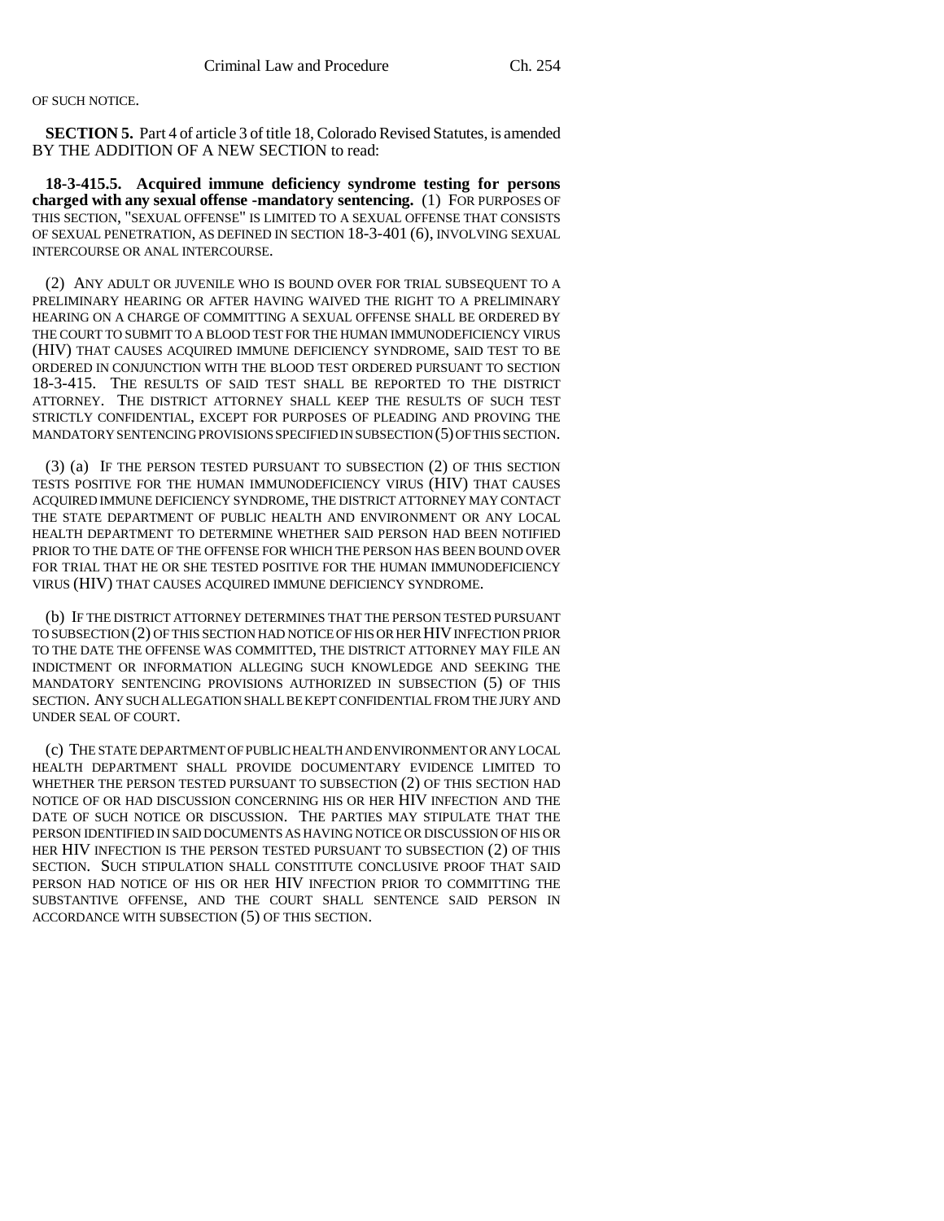OF SUCH NOTICE.

**SECTION 5.** Part 4 of article 3 of title 18, Colorado Revised Statutes, is amended BY THE ADDITION OF A NEW SECTION to read:

**18-3-415.5. Acquired immune deficiency syndrome testing for persons charged with any sexual offense -mandatory sentencing.** (1) FOR PURPOSES OF THIS SECTION, "SEXUAL OFFENSE" IS LIMITED TO A SEXUAL OFFENSE THAT CONSISTS OF SEXUAL PENETRATION, AS DEFINED IN SECTION 18-3-401 (6), INVOLVING SEXUAL INTERCOURSE OR ANAL INTERCOURSE.

(2) ANY ADULT OR JUVENILE WHO IS BOUND OVER FOR TRIAL SUBSEQUENT TO A PRELIMINARY HEARING OR AFTER HAVING WAIVED THE RIGHT TO A PRELIMINARY HEARING ON A CHARGE OF COMMITTING A SEXUAL OFFENSE SHALL BE ORDERED BY THE COURT TO SUBMIT TO A BLOOD TEST FOR THE HUMAN IMMUNODEFICIENCY VIRUS (HIV) THAT CAUSES ACQUIRED IMMUNE DEFICIENCY SYNDROME, SAID TEST TO BE ORDERED IN CONJUNCTION WITH THE BLOOD TEST ORDERED PURSUANT TO SECTION 18-3-415. THE RESULTS OF SAID TEST SHALL BE REPORTED TO THE DISTRICT ATTORNEY. THE DISTRICT ATTORNEY SHALL KEEP THE RESULTS OF SUCH TEST STRICTLY CONFIDENTIAL, EXCEPT FOR PURPOSES OF PLEADING AND PROVING THE MANDATORY SENTENCING PROVISIONS SPECIFIED IN SUBSECTION (5) OF THIS SECTION.

(3) (a) IF THE PERSON TESTED PURSUANT TO SUBSECTION (2) OF THIS SECTION TESTS POSITIVE FOR THE HUMAN IMMUNODEFICIENCY VIRUS (HIV) THAT CAUSES ACQUIRED IMMUNE DEFICIENCY SYNDROME, THE DISTRICT ATTORNEY MAY CONTACT THE STATE DEPARTMENT OF PUBLIC HEALTH AND ENVIRONMENT OR ANY LOCAL HEALTH DEPARTMENT TO DETERMINE WHETHER SAID PERSON HAD BEEN NOTIFIED PRIOR TO THE DATE OF THE OFFENSE FOR WHICH THE PERSON HAS BEEN BOUND OVER FOR TRIAL THAT HE OR SHE TESTED POSITIVE FOR THE HUMAN IMMUNODEFICIENCY VIRUS (HIV) THAT CAUSES ACQUIRED IMMUNE DEFICIENCY SYNDROME.

(b) IF THE DISTRICT ATTORNEY DETERMINES THAT THE PERSON TESTED PURSUANT TO SUBSECTION (2) OF THIS SECTION HAD NOTICE OF HIS OR HER HIV INFECTION PRIOR TO THE DATE THE OFFENSE WAS COMMITTED, THE DISTRICT ATTORNEY MAY FILE AN INDICTMENT OR INFORMATION ALLEGING SUCH KNOWLEDGE AND SEEKING THE MANDATORY SENTENCING PROVISIONS AUTHORIZED IN SUBSECTION (5) OF THIS SECTION. ANY SUCH ALLEGATION SHALL BE KEPT CONFIDENTIAL FROM THE JURY AND UNDER SEAL OF COURT.

(c) THE STATE DEPARTMENT OF PUBLIC HEALTH AND ENVIRONMENT OR ANY LOCAL HEALTH DEPARTMENT SHALL PROVIDE DOCUMENTARY EVIDENCE LIMITED TO WHETHER THE PERSON TESTED PURSUANT TO SUBSECTION (2) OF THIS SECTION HAD NOTICE OF OR HAD DISCUSSION CONCERNING HIS OR HER HIV INFECTION AND THE DATE OF SUCH NOTICE OR DISCUSSION. THE PARTIES MAY STIPULATE THAT THE PERSON IDENTIFIED IN SAID DOCUMENTS AS HAVING NOTICE OR DISCUSSION OF HIS OR HER HIV INFECTION IS THE PERSON TESTED PURSUANT TO SUBSECTION (2) OF THIS SECTION. SUCH STIPULATION SHALL CONSTITUTE CONCLUSIVE PROOF THAT SAID PERSON HAD NOTICE OF HIS OR HER HIV INFECTION PRIOR TO COMMITTING THE SUBSTANTIVE OFFENSE, AND THE COURT SHALL SENTENCE SAID PERSON IN ACCORDANCE WITH SUBSECTION (5) OF THIS SECTION.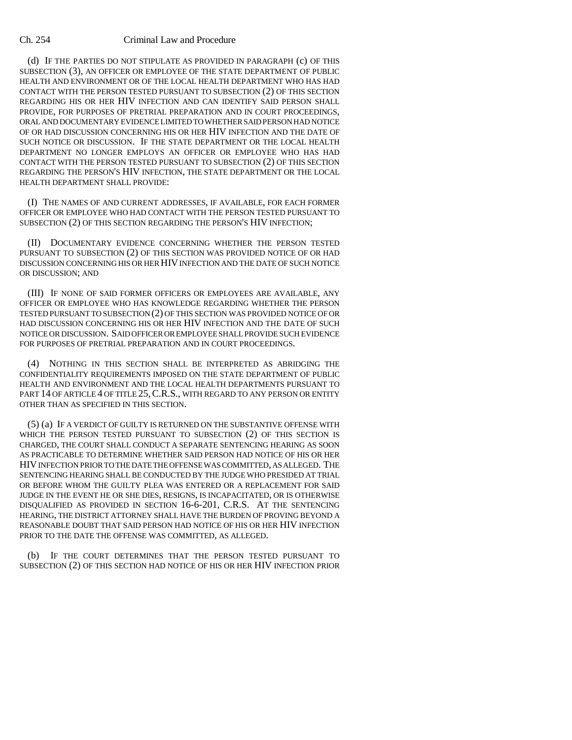(d) IF THE PARTIES DO NOT STIPULATE AS PROVIDED IN PARAGRAPH (c) OF THIS SUBSECTION (3), AN OFFICER OR EMPLOYEE OF THE STATE DEPARTMENT OF PUBLIC HEALTH AND ENVIRONMENT OR OF THE LOCAL HEALTH DEPARTMENT WHO HAS HAD CONTACT WITH THE PERSON TESTED PURSUANT TO SUBSECTION (2) OF THIS SECTION REGARDING HIS OR HER HIV INFECTION AND CAN IDENTIFY SAID PERSON SHALL PROVIDE, FOR PURPOSES OF PRETRIAL PREPARATION AND IN COURT PROCEEDINGS, ORAL AND DOCUMENTARY EVIDENCE LIMITED TO WHETHER SAID PERSON HAD NOTICE OF OR HAD DISCUSSION CONCERNING HIS OR HER HIV INFECTION AND THE DATE OF SUCH NOTICE OR DISCUSSION. IF THE STATE DEPARTMENT OR THE LOCAL HEALTH DEPARTMENT NO LONGER EMPLOYS AN OFFICER OR EMPLOYEE WHO HAS HAD CONTACT WITH THE PERSON TESTED PURSUANT TO SUBSECTION (2) OF THIS SECTION REGARDING THE PERSON'S HIV INFECTION, THE STATE DEPARTMENT OR THE LOCAL HEALTH DEPARTMENT SHALL PROVIDE:

(I) THE NAMES OF AND CURRENT ADDRESSES, IF AVAILABLE, FOR EACH FORMER OFFICER OR EMPLOYEE WHO HAD CONTACT WITH THE PERSON TESTED PURSUANT TO SUBSECTION (2) OF THIS SECTION REGARDING THE PERSON'S HIV INFECTION;

(II) DOCUMENTARY EVIDENCE CONCERNING WHETHER THE PERSON TESTED PURSUANT TO SUBSECTION (2) OF THIS SECTION WAS PROVIDED NOTICE OF OR HAD DISCUSSION CONCERNING HIS OR HER HIV INFECTION AND THE DATE OF SUCH NOTICE OR DISCUSSION; AND

(III) IF NONE OF SAID FORMER OFFICERS OR EMPLOYEES ARE AVAILABLE, ANY OFFICER OR EMPLOYEE WHO HAS KNOWLEDGE REGARDING WHETHER THE PERSON TESTED PURSUANT TO SUBSECTION (2) OF THIS SECTION WAS PROVIDED NOTICE OF OR HAD DISCUSSION CONCERNING HIS OR HER HIV INFECTION AND THE DATE OF SUCH NOTICE OR DISCUSSION. SAID OFFICER OR EMPLOYEE SHALL PROVIDE SUCH EVIDENCE FOR PURPOSES OF PRETRIAL PREPARATION AND IN COURT PROCEEDINGS.

(4) NOTHING IN THIS SECTION SHALL BE INTERPRETED AS ABRIDGING THE CONFIDENTIALITY REQUIREMENTS IMPOSED ON THE STATE DEPARTMENT OF PUBLIC HEALTH AND ENVIRONMENT AND THE LOCAL HEALTH DEPARTMENTS PURSUANT TO PART 14 OF ARTICLE 4 OF TITLE 25, C.R.S., WITH REGARD TO ANY PERSON OR ENTITY OTHER THAN AS SPECIFIED IN THIS SECTION.

(5) (a) IF A VERDICT OF GUILTY IS RETURNED ON THE SUBSTANTIVE OFFENSE WITH WHICH THE PERSON TESTED PURSUANT TO SUBSECTION (2) OF THIS SECTION IS CHARGED, THE COURT SHALL CONDUCT A SEPARATE SENTENCING HEARING AS SOON AS PRACTICABLE TO DETERMINE WHETHER SAID PERSON HAD NOTICE OF HIS OR HER HIV INFECTION PRIOR TO THE DATE THE OFFENSE WAS COMMITTED, AS ALLEGED. THE SENTENCING HEARING SHALL BE CONDUCTED BY THE JUDGE WHO PRESIDED AT TRIAL OR BEFORE WHOM THE GUILTY PLEA WAS ENTERED OR A REPLACEMENT FOR SAID JUDGE IN THE EVENT HE OR SHE DIES, RESIGNS, IS INCAPACITATED, OR IS OTHERWISE DISQUALIFIED AS PROVIDED IN SECTION 16-6-201, C.R.S. AT THE SENTENCING HEARING, THE DISTRICT ATTORNEY SHALL HAVE THE BURDEN OF PROVING BEYOND A REASONABLE DOUBT THAT SAID PERSON HAD NOTICE OF HIS OR HER HIV INFECTION PRIOR TO THE DATE THE OFFENSE WAS COMMITTED, AS ALLEGED.

(b) IF THE COURT DETERMINES THAT THE PERSON TESTED PURSUANT TO SUBSECTION (2) OF THIS SECTION HAD NOTICE OF HIS OR HER HIV INFECTION PRIOR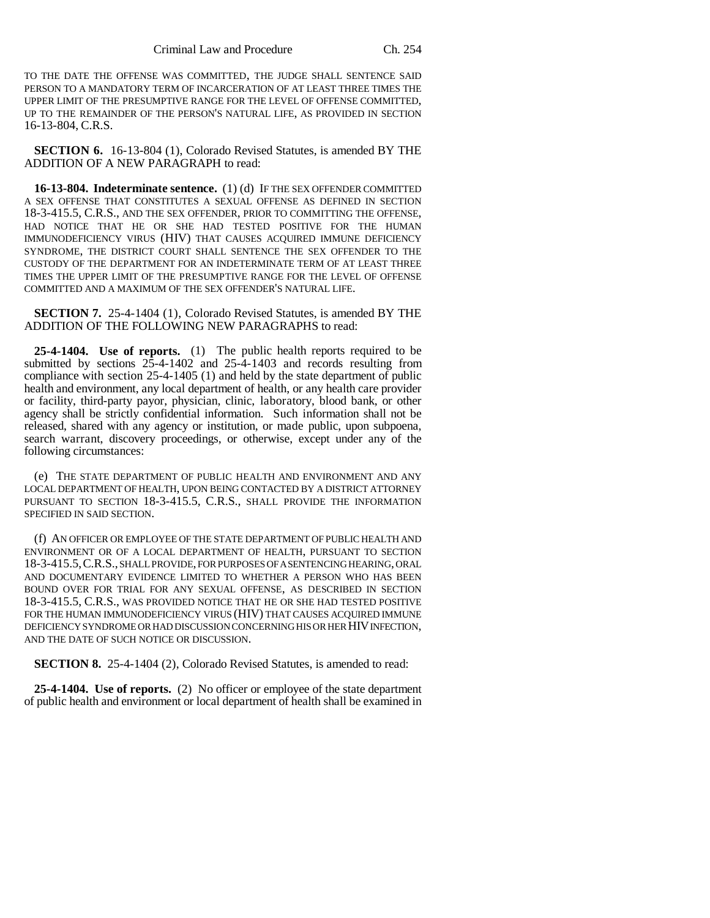TO THE DATE THE OFFENSE WAS COMMITTED, THE JUDGE SHALL SENTENCE SAID PERSON TO A MANDATORY TERM OF INCARCERATION OF AT LEAST THREE TIMES THE UPPER LIMIT OF THE PRESUMPTIVE RANGE FOR THE LEVEL OF OFFENSE COMMITTED, UP TO THE REMAINDER OF THE PERSON'S NATURAL LIFE, AS PROVIDED IN SECTION 16-13-804, C.R.S.

**SECTION 6.** 16-13-804 (1), Colorado Revised Statutes, is amended BY THE ADDITION OF A NEW PARAGRAPH to read:

**16-13-804. Indeterminate sentence.** (1) (d) IF THE SEX OFFENDER COMMITTED A SEX OFFENSE THAT CONSTITUTES A SEXUAL OFFENSE AS DEFINED IN SECTION 18-3-415.5, C.R.S., AND THE SEX OFFENDER, PRIOR TO COMMITTING THE OFFENSE, HAD NOTICE THAT HE OR SHE HAD TESTED POSITIVE FOR THE HUMAN IMMUNODEFICIENCY VIRUS (HIV) THAT CAUSES ACQUIRED IMMUNE DEFICIENCY SYNDROME, THE DISTRICT COURT SHALL SENTENCE THE SEX OFFENDER TO THE CUSTODY OF THE DEPARTMENT FOR AN INDETERMINATE TERM OF AT LEAST THREE TIMES THE UPPER LIMIT OF THE PRESUMPTIVE RANGE FOR THE LEVEL OF OFFENSE COMMITTED AND A MAXIMUM OF THE SEX OFFENDER'S NATURAL LIFE.

**SECTION 7.** 25-4-1404 (1), Colorado Revised Statutes, is amended BY THE ADDITION OF THE FOLLOWING NEW PARAGRAPHS to read:

**25-4-1404. Use of reports.** (1) The public health reports required to be submitted by sections 25-4-1402 and 25-4-1403 and records resulting from compliance with section 25-4-1405 (1) and held by the state department of public health and environment, any local department of health, or any health care provider or facility, third-party payor, physician, clinic, laboratory, blood bank, or other agency shall be strictly confidential information. Such information shall not be released, shared with any agency or institution, or made public, upon subpoena, search warrant, discovery proceedings, or otherwise, except under any of the following circumstances:

(e) THE STATE DEPARTMENT OF PUBLIC HEALTH AND ENVIRONMENT AND ANY LOCAL DEPARTMENT OF HEALTH, UPON BEING CONTACTED BY A DISTRICT ATTORNEY PURSUANT TO SECTION 18-3-415.5, C.R.S., SHALL PROVIDE THE INFORMATION SPECIFIED IN SAID SECTION.

(f) AN OFFICER OR EMPLOYEE OF THE STATE DEPARTMENT OF PUBLIC HEALTH AND ENVIRONMENT OR OF A LOCAL DEPARTMENT OF HEALTH, PURSUANT TO SECTION 18-3-415.5, C.R.S., SHALL PROVIDE, FOR PURPOSES OF A SENTENCING HEARING, ORAL AND DOCUMENTARY EVIDENCE LIMITED TO WHETHER A PERSON WHO HAS BEEN BOUND OVER FOR TRIAL FOR ANY SEXUAL OFFENSE, AS DESCRIBED IN SECTION 18-3-415.5, C.R.S., WAS PROVIDED NOTICE THAT HE OR SHE HAD TESTED POSITIVE FOR THE HUMAN IMMUNODEFICIENCY VIRUS (HIV) THAT CAUSES ACQUIRED IMMUNE DEFICIENCY SYNDROME OR HAD DISCUSSION CONCERNING HIS OR HER HIV INFECTION, AND THE DATE OF SUCH NOTICE OR DISCUSSION.

**SECTION 8.** 25-4-1404 (2), Colorado Revised Statutes, is amended to read:

**25-4-1404. Use of reports.** (2) No officer or employee of the state department of public health and environment or local department of health shall be examined in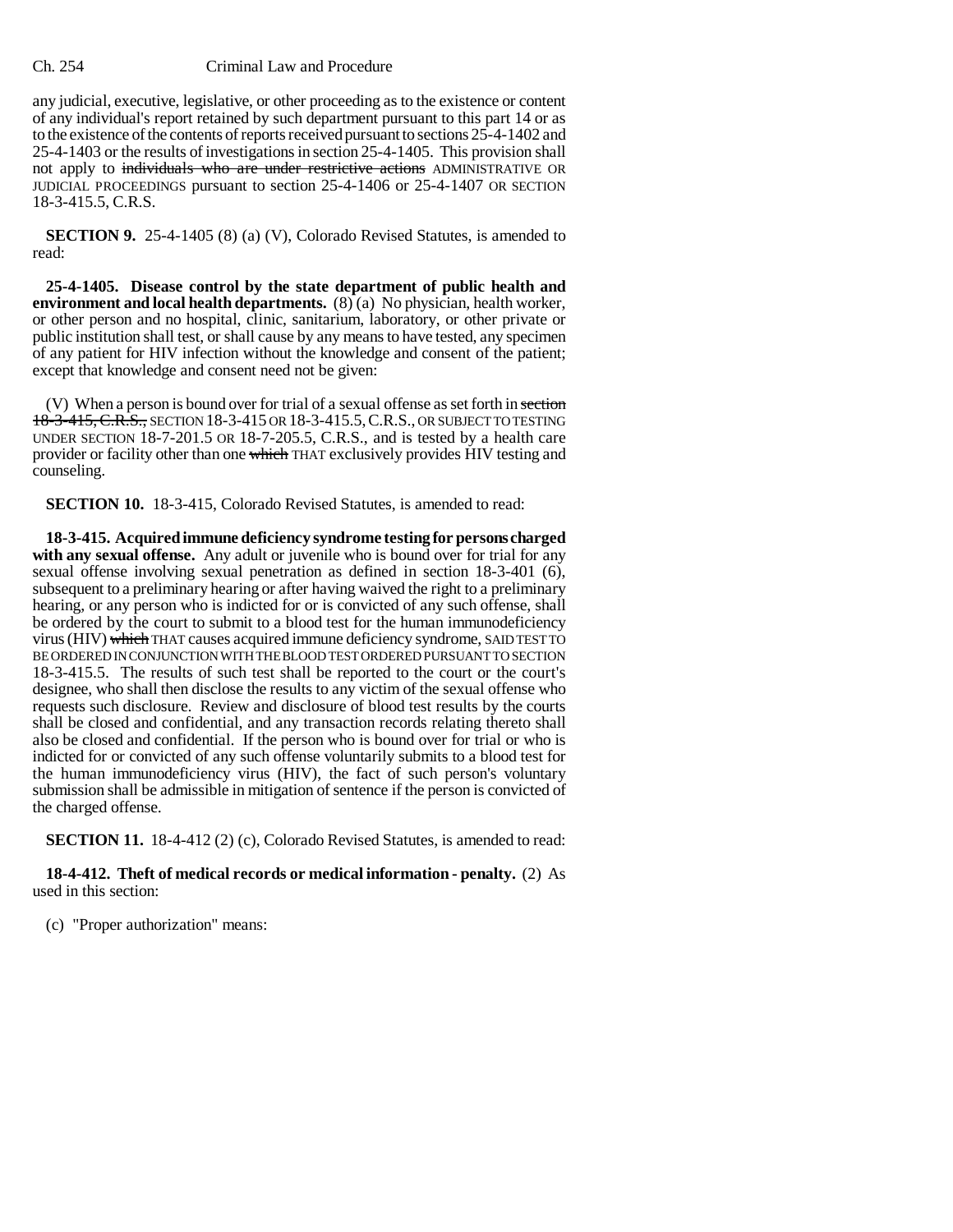any judicial, executive, legislative, or other proceeding as to the existence or content of any individual's report retained by such department pursuant to this part 14 or as to the existence of the contents of reports received pursuant to sections 25-4-1402 and 25-4-1403 or the results of investigations in section 25-4-1405. This provision shall not apply to ~~individuals who are under restrictive actions~~ ADMINISTRATIVE OR JUDICIAL PROCEEDINGS pursuant to section 25-4-1406 or 25-4-1407 OR SECTION 18-3-415.5, C.R.S.

**SECTION 9.** 25-4-1405 (8) (a) (V), Colorado Revised Statutes, is amended to read:

**25-4-1405. Disease control by the state department of public health and environment and local health departments.** (8) (a) No physician, health worker, or other person and no hospital, clinic, sanitarium, laboratory, or other private or public institution shall test, or shall cause by any means to have tested, any specimen of any patient for HIV infection without the knowledge and consent of the patient; except that knowledge and consent need not be given:

(V) When a person is bound over for trial of a sexual offense as set forth in ~~section 18-3-415, C.R.S.,~~ SECTION 18-3-415 OR 18-3-415.5, C.R.S., OR SUBJECT TO TESTING UNDER SECTION 18-7-201.5 OR 18-7-205.5, C.R.S., and is tested by a health care provider or facility other than one ~~which~~ THAT exclusively provides HIV testing and counseling.

**SECTION 10.** 18-3-415, Colorado Revised Statutes, is amended to read:

**18-3-415. Acquired immune deficiency syndrome testing for persons charged with any sexual offense.** Any adult or juvenile who is bound over for trial for any sexual offense involving sexual penetration as defined in section 18-3-401 (6), subsequent to a preliminary hearing or after having waived the right to a preliminary hearing, or any person who is indicted for or is convicted of any such offense, shall be ordered by the court to submit to a blood test for the human immunodeficiency virus (HIV) ~~which~~ THAT causes acquired immune deficiency syndrome, SAID TEST TO BE ORDERED IN CONJUNCTION WITH THE BLOOD TEST ORDERED PURSUANT TO SECTION 18-3-415.5. The results of such test shall be reported to the court or the court's designee, who shall then disclose the results to any victim of the sexual offense who requests such disclosure. Review and disclosure of blood test results by the courts shall be closed and confidential, and any transaction records relating thereto shall also be closed and confidential. If the person who is bound over for trial or who is indicted for or convicted of any such offense voluntarily submits to a blood test for the human immunodeficiency virus (HIV), the fact of such person's voluntary submission shall be admissible in mitigation of sentence if the person is convicted of the charged offense.

**SECTION 11.** 18-4-412 (2) (c), Colorado Revised Statutes, is amended to read:

**18-4-412. Theft of medical records or medical information - penalty.** (2) As used in this section:

(c) "Proper authorization" means: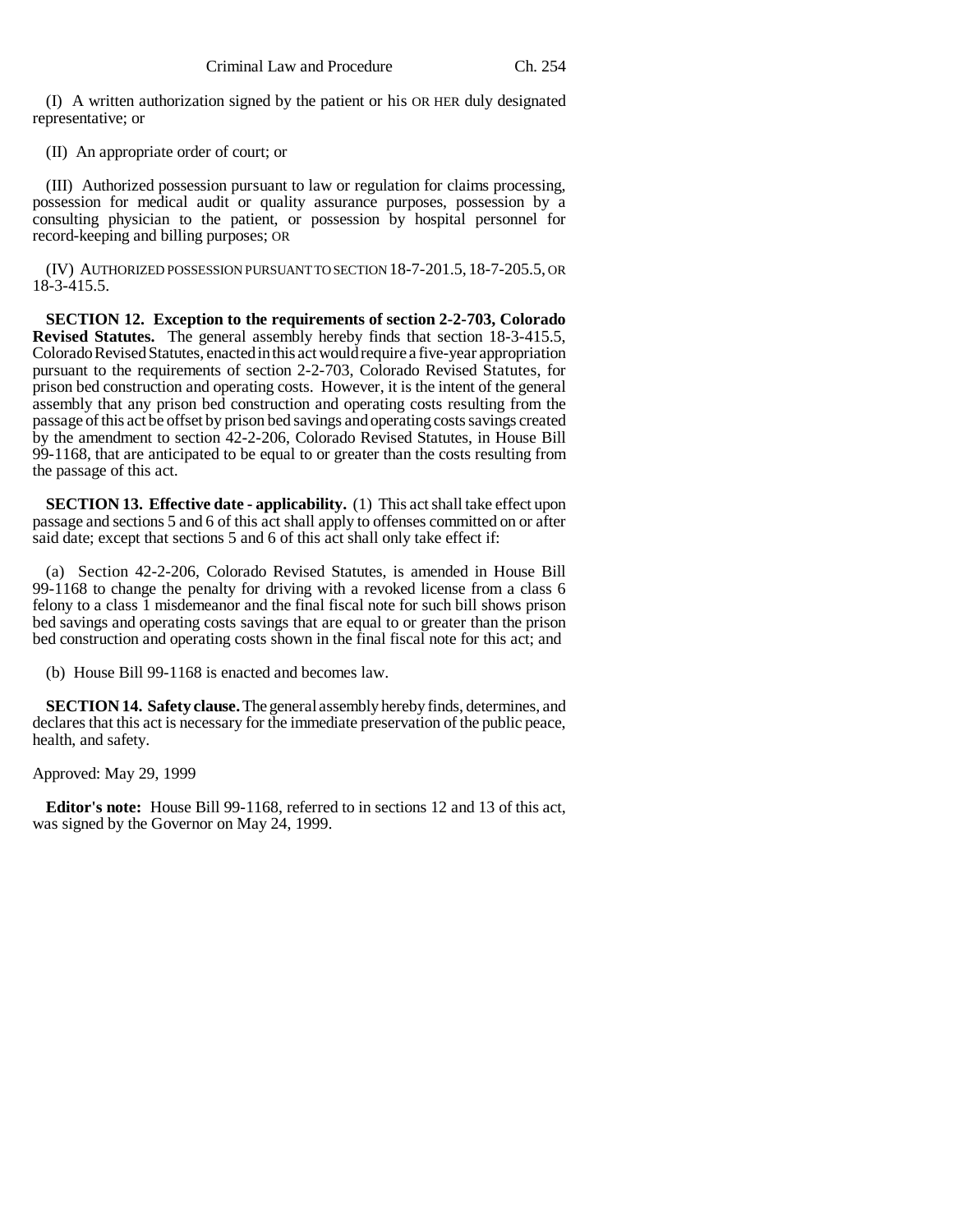(I) A written authorization signed by the patient or his OR HER duly designated representative; or

(II) An appropriate order of court; or

(III) Authorized possession pursuant to law or regulation for claims processing, possession for medical audit or quality assurance purposes, possession by a consulting physician to the patient, or possession by hospital personnel for record-keeping and billing purposes; OR

(IV) AUTHORIZED POSSESSION PURSUANT TO SECTION 18-7-201.5, 18-7-205.5, OR 18-3-415.5.

**SECTION 12. Exception to the requirements of section 2-2-703, Colorado Revised Statutes.** The general assembly hereby finds that section 18-3-415.5, Colorado Revised Statutes, enacted in this act would require a five-year appropriation pursuant to the requirements of section 2-2-703, Colorado Revised Statutes, for prison bed construction and operating costs. However, it is the intent of the general assembly that any prison bed construction and operating costs resulting from the passage of this act be offset by prison bed savings and operating costs savings created by the amendment to section 42-2-206, Colorado Revised Statutes, in House Bill 99-1168, that are anticipated to be equal to or greater than the costs resulting from the passage of this act.

**SECTION 13. Effective date - applicability.** (1) This act shall take effect upon passage and sections 5 and 6 of this act shall apply to offenses committed on or after said date; except that sections 5 and 6 of this act shall only take effect if:

(a) Section 42-2-206, Colorado Revised Statutes, is amended in House Bill 99-1168 to change the penalty for driving with a revoked license from a class 6 felony to a class 1 misdemeanor and the final fiscal note for such bill shows prison bed savings and operating costs savings that are equal to or greater than the prison bed construction and operating costs shown in the final fiscal note for this act; and

(b) House Bill 99-1168 is enacted and becomes law.

**SECTION 14. Safety clause.** The general assembly hereby finds, determines, and declares that this act is necessary for the immediate preservation of the public peace, health, and safety.

Approved: May 29, 1999

**Editor's note:** House Bill 99-1168, referred to in sections 12 and 13 of this act, was signed by the Governor on May 24, 1999.